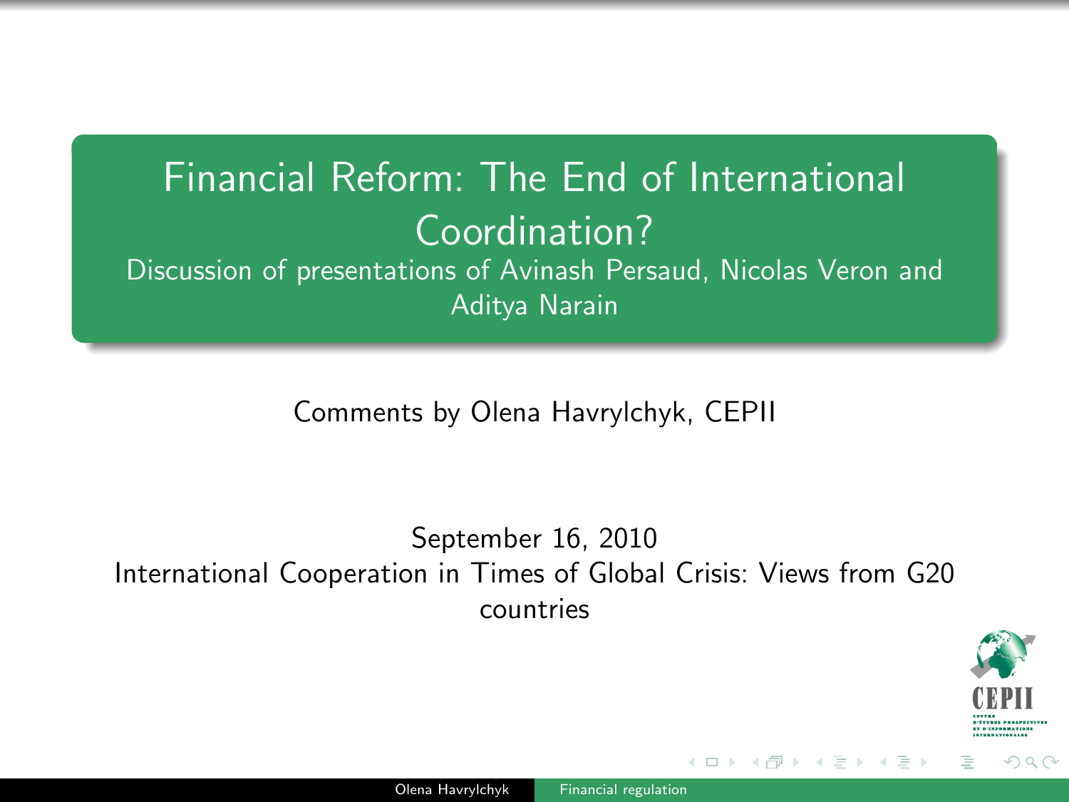# Financial Reform: The End of International Coordination?

Discussion of presentations of Avinash Persaud, Nicolas Veron and Aditya Narain

Comments by Olena Havrylchyk, CEPII

September 16, 2010

International Cooperation in Times of Global Crisis: Views from G20 countries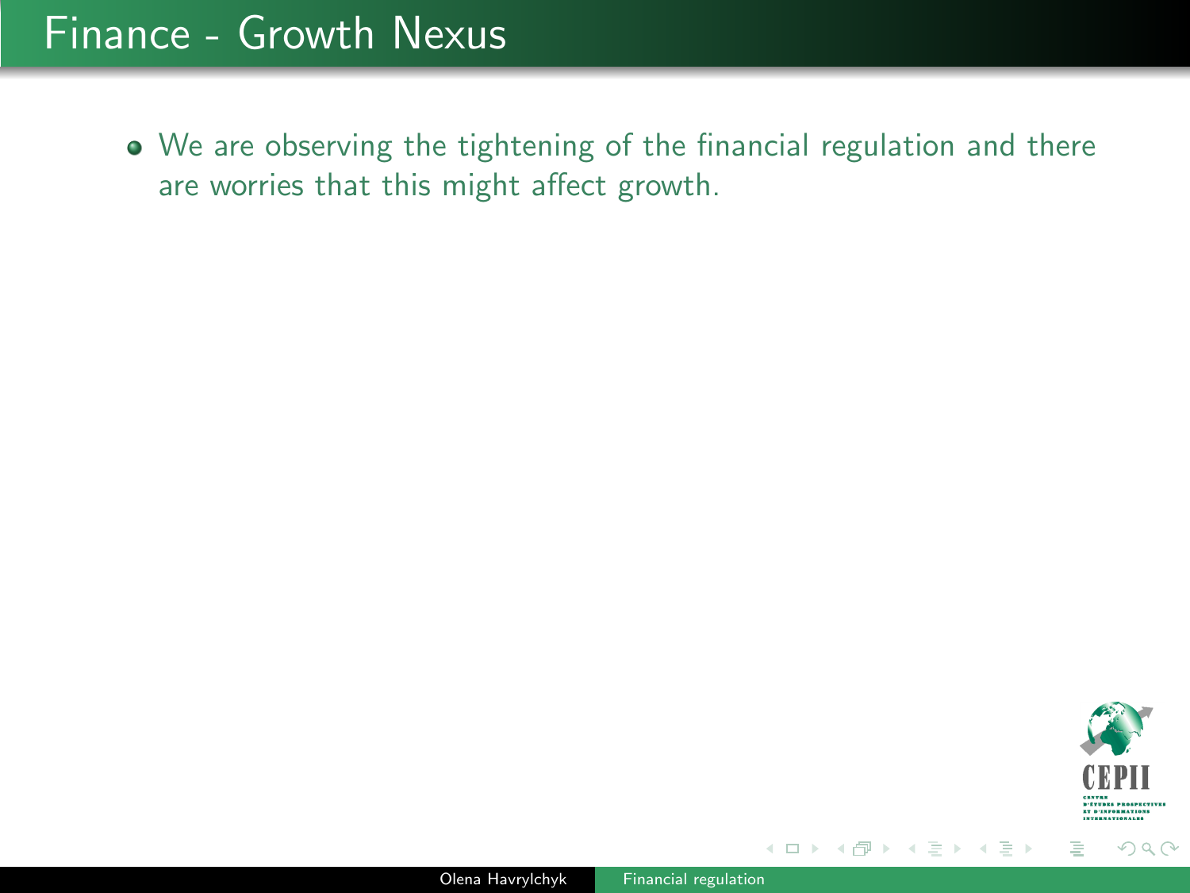# Finance - Growth Nexus

- We are observing the tightening of the financial regulation and there are worries that this might affect growth.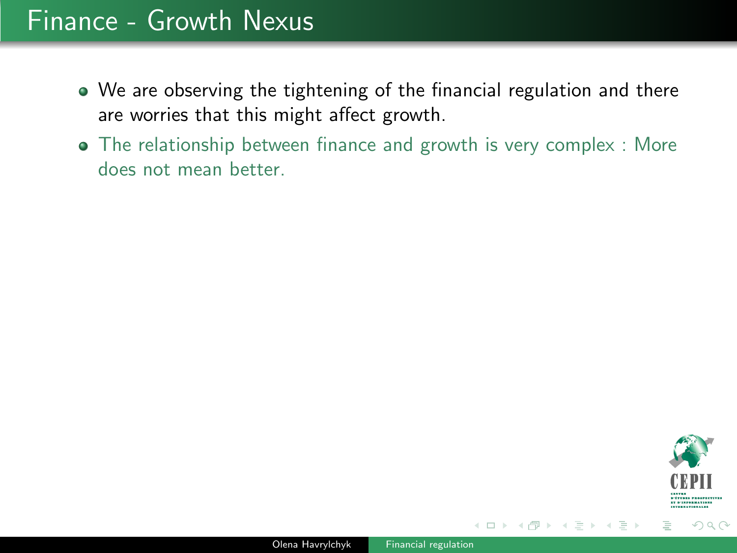# Finance - Growth Nexus

- We are observing the tightening of the financial regulation and there are worries that this might affect growth.
- The relationship between finance and growth is very complex : More does not mean better.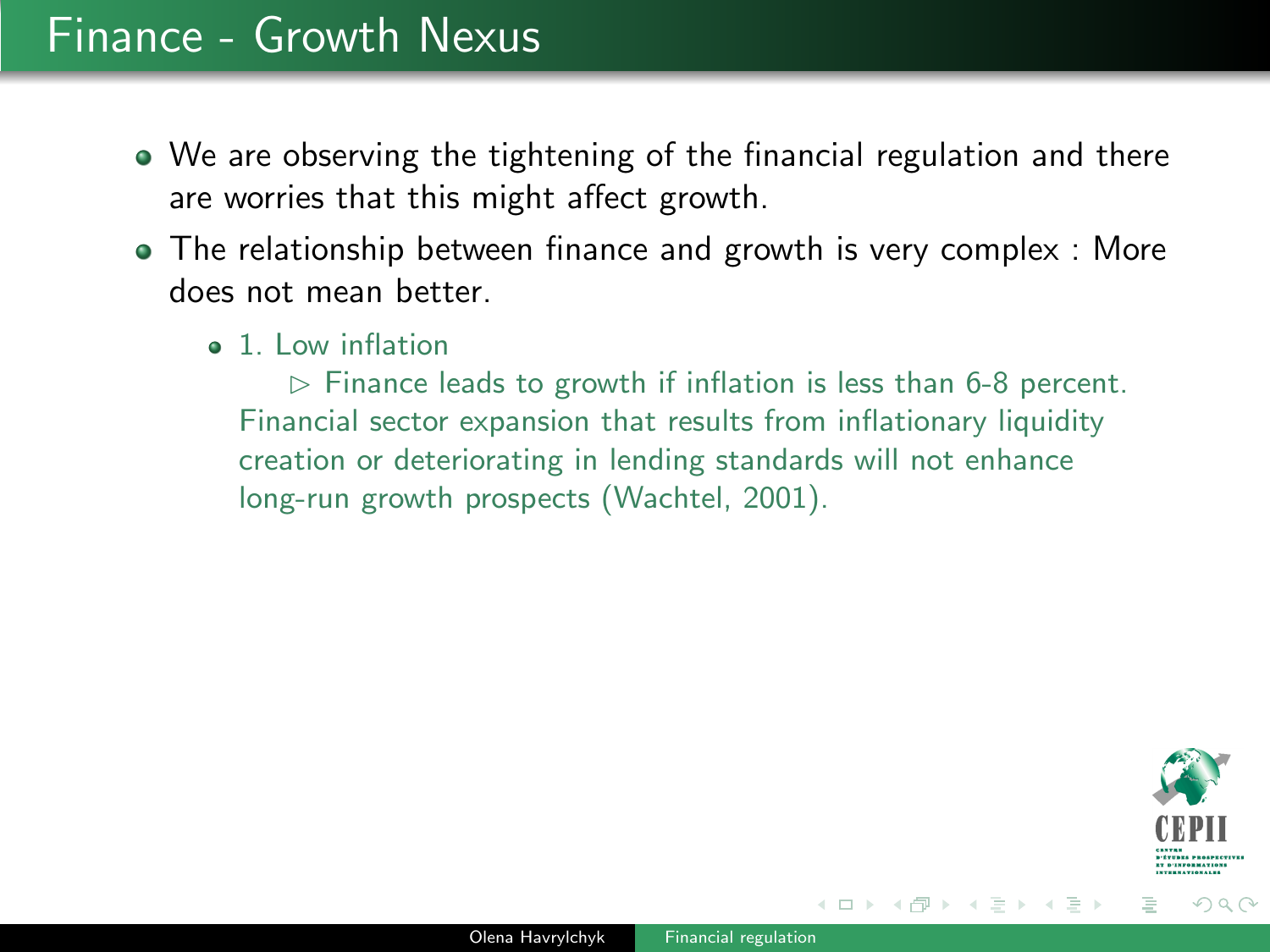# Finance - Growth Nexus

- We are observing the tightening of the financial regulation and there are worries that this might affect growth.
- The relationship between finance and growth is very complex : More does not mean better.
  - 1. Low inflation

    ▷ Finance leads to growth if inflation is less than 6-8 percent. Financial sector expansion that results from inflationary liquidity creation or deteriorating in lending standards will not enhance long-run growth prospects (Wachtel, 2001).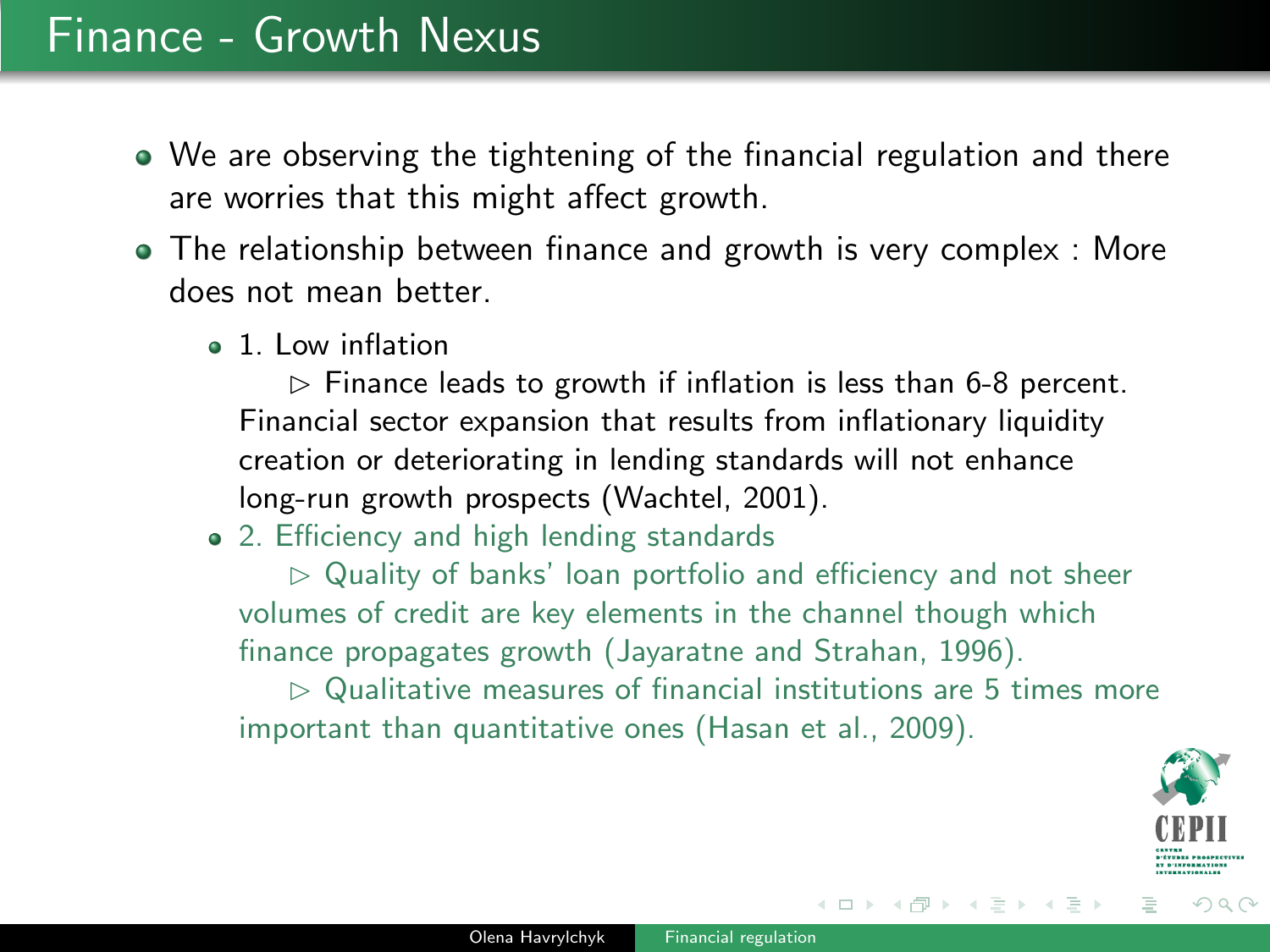# Finance - Growth Nexus

- We are observing the tightening of the financial regulation and there are worries that this might affect growth.
- The relationship between finance and growth is very complex : More does not mean better.
  - 1. Low inflation

    ▷ Finance leads to growth if inflation is less than 6-8 percent. Financial sector expansion that results from inflationary liquidity creation or deteriorating in lending standards will not enhance long-run growth prospects (Wachtel, 2001).
  - 2. Efficiency and high lending standards

    ▷ Quality of banks' loan portfolio and efficiency and not sheer volumes of credit are key elements in the channel though which finance propagates growth (Jayaratne and Strahan, 1996).

    ▷ Qualitative measures of financial institutions are 5 times more important than quantitative ones (Hasan et al., 2009).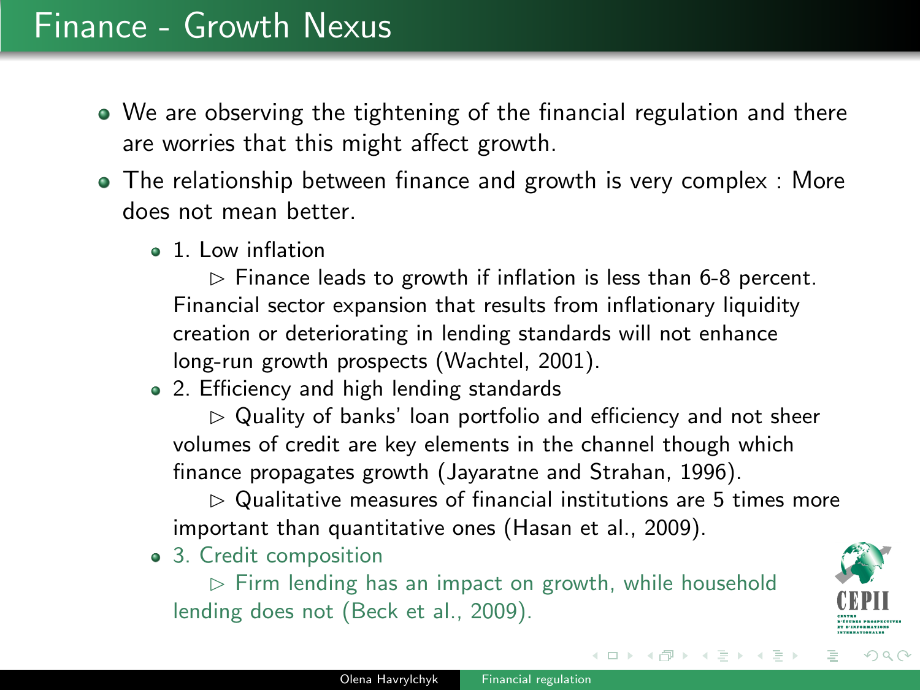# Finance - Growth Nexus

- We are observing the tightening of the financial regulation and there are worries that this might affect growth.
- The relationship between finance and growth is very complex : More does not mean better.
  - 1. Low inflation

    ▷ Finance leads to growth if inflation is less than 6-8 percent. Financial sector expansion that results from inflationary liquidity creation or deteriorating in lending standards will not enhance long-run growth prospects (Wachtel, 2001).
  - 2. Efficiency and high lending standards

    ▷ Quality of banks' loan portfolio and efficiency and not sheer volumes of credit are key elements in the channel though which finance propagates growth (Jayaratne and Strahan, 1996).

    ▷ Qualitative measures of financial institutions are 5 times more important than quantitative ones (Hasan et al., 2009).
  - 3. Credit composition

    ▷ Firm lending has an impact on growth, while household lending does not (Beck et al., 2009).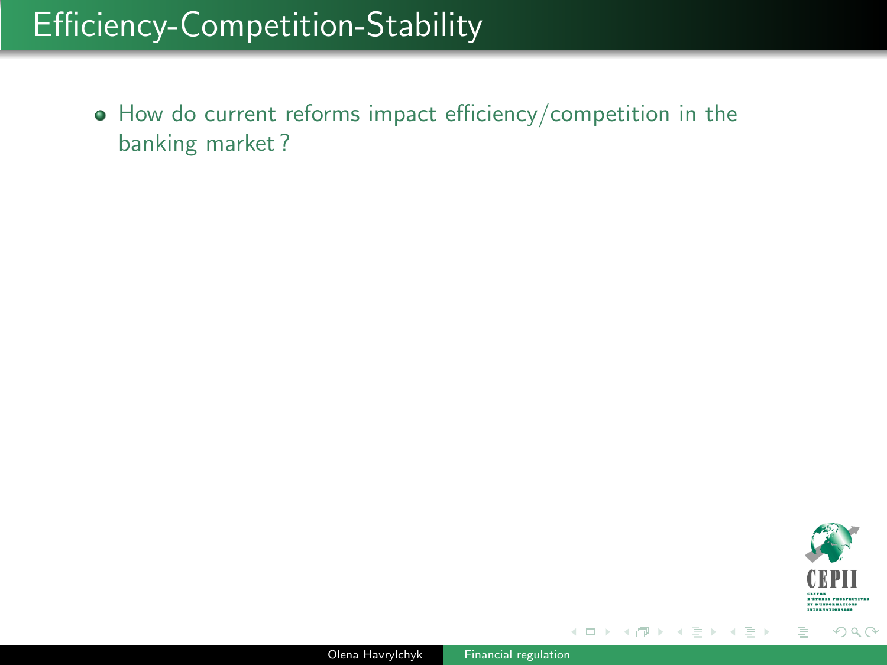# Efficiency-Competition-Stability

- How do current reforms impact efficiency/competition in the banking market ?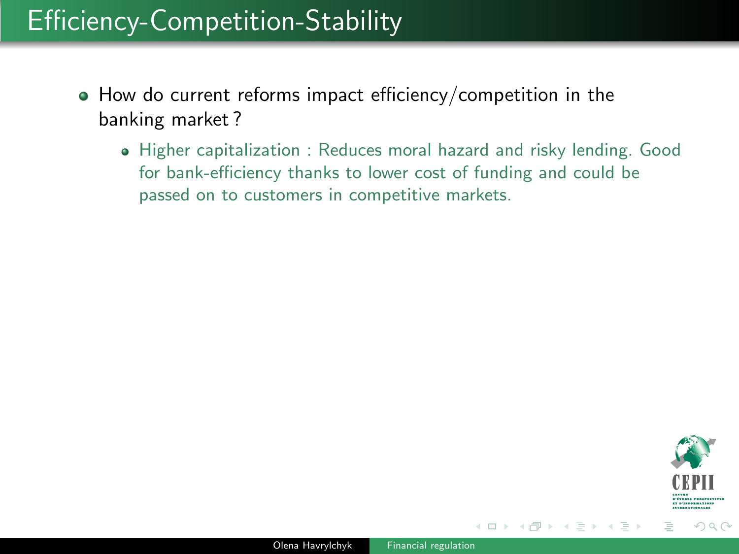# Efficiency-Competition-Stability

- How do current reforms impact efficiency/competition in the banking market ?
  - Higher capitalization : Reduces moral hazard and risky lending. Good for bank-efficiency thanks to lower cost of funding and could be passed on to customers in competitive markets.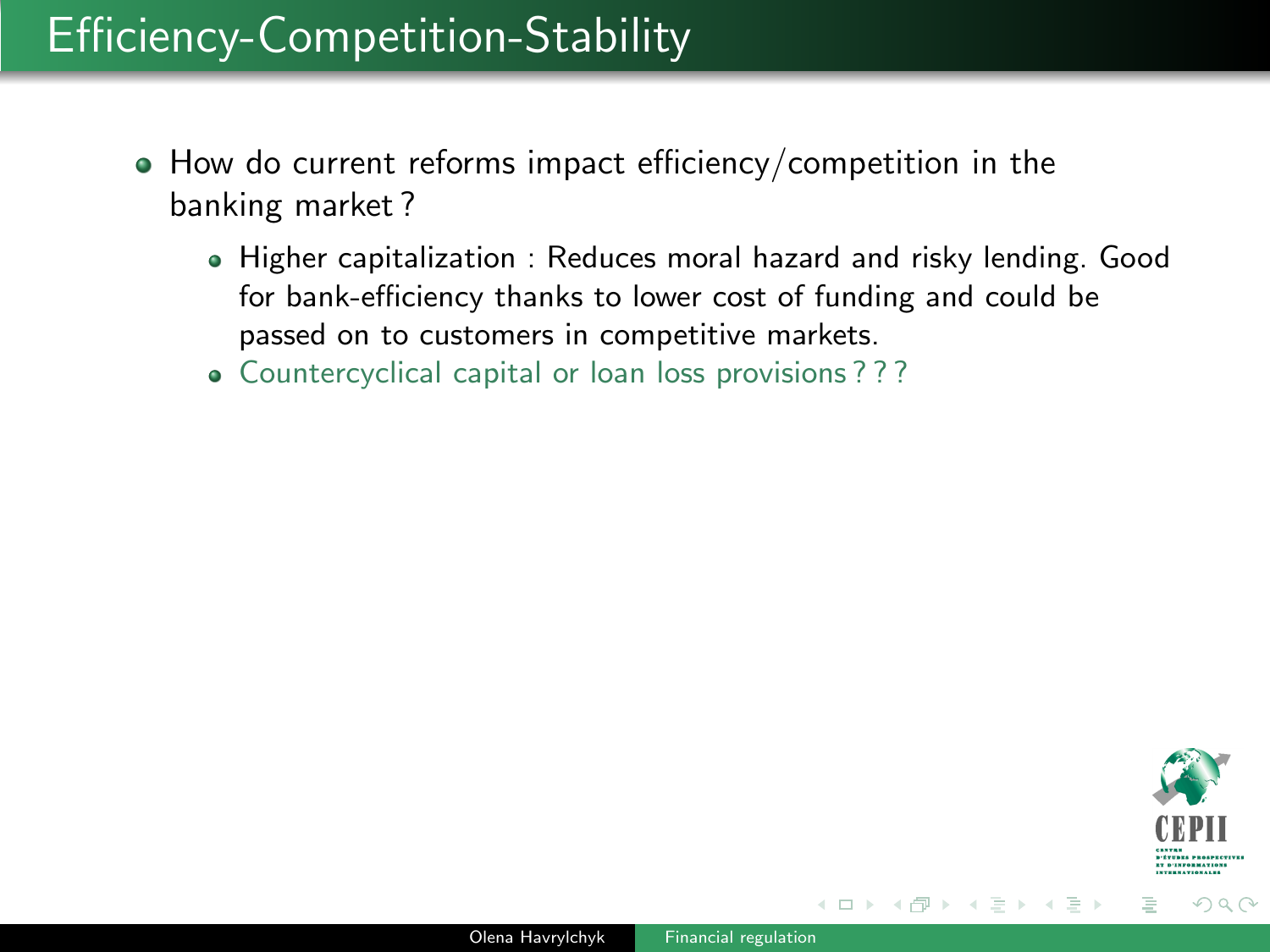# Efficiency-Competition-Stability

- How do current reforms impact efficiency/competition in the banking market ?
  - Higher capitalization : Reduces moral hazard and risky lending. Good for bank-efficiency thanks to lower cost of funding and could be passed on to customers in competitive markets.
  - Countercyclical capital or loan loss provisions ? ? ?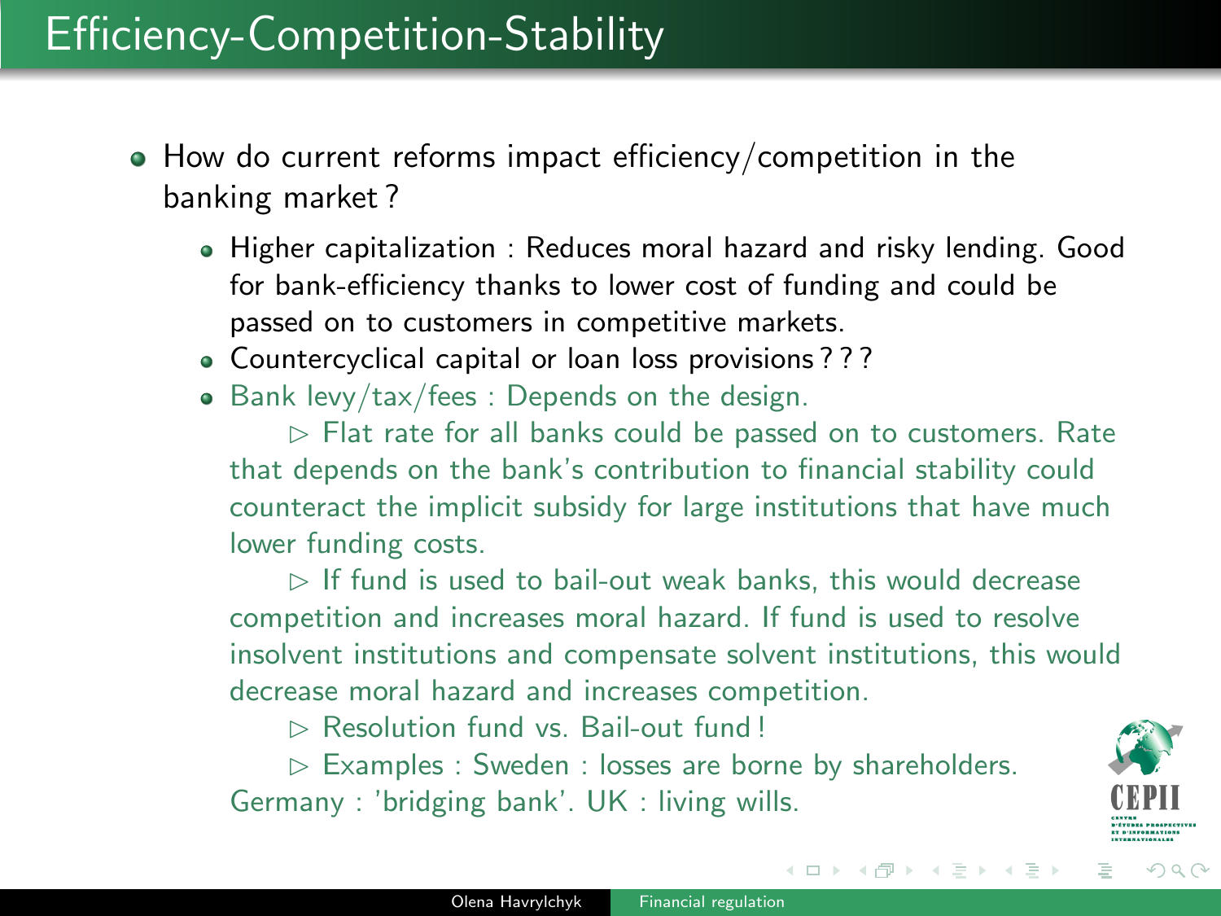# Efficiency-Competition-Stability

- How do current reforms impact efficiency/competition in the banking market ?
  - Higher capitalization : Reduces moral hazard and risky lending. Good for bank-efficiency thanks to lower cost of funding and could be passed on to customers in competitive markets.
  - Countercyclical capital or loan loss provisions ? ? ?
  - Bank levy/tax/fees : Depends on the design.

    ▷ Flat rate for all banks could be passed on to customers. Rate that depends on the bank's contribution to financial stability could counteract the implicit subsidy for large institutions that have much lower funding costs.

    ▷ If fund is used to bail-out weak banks, this would decrease competition and increases moral hazard. If fund is used to resolve insolvent institutions and compensate solvent institutions, this would decrease moral hazard and increases competition.

    ▷ Resolution fund vs. Bail-out fund !

    ▷ Examples : Sweden : losses are borne by shareholders. Germany : 'bridging bank'. UK : living wills.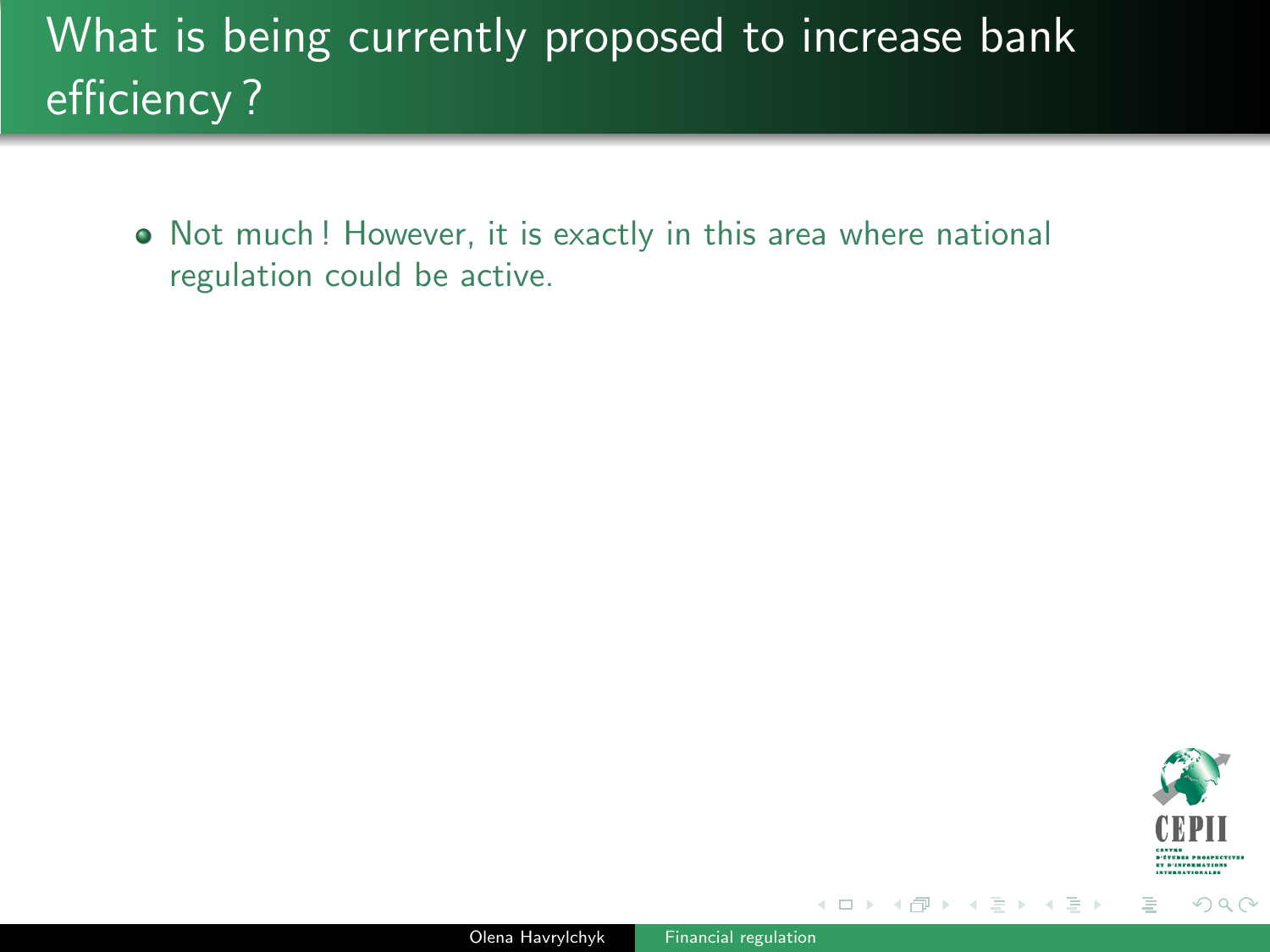# What is being currently proposed to increase bank efficiency ?

- Not much ! However, it is exactly in this area where national regulation could be active.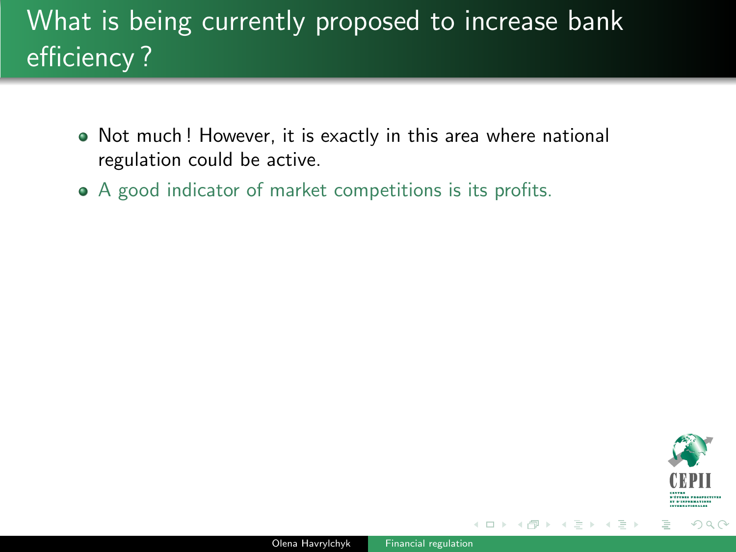# What is being currently proposed to increase bank efficiency ?

- Not much ! However, it is exactly in this area where national regulation could be active.
- A good indicator of market competitions is its profits.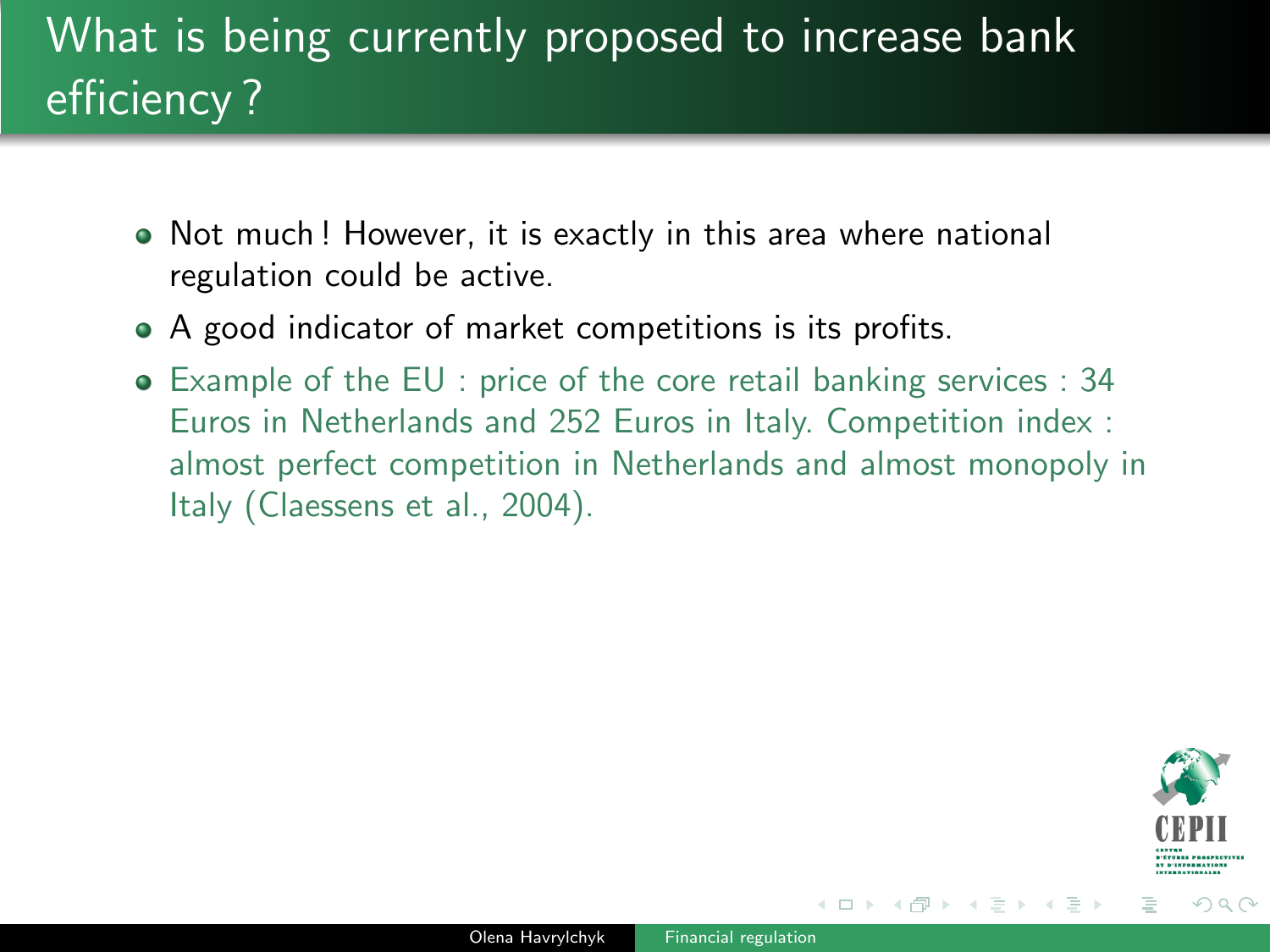# What is being currently proposed to increase bank efficiency ?

- Not much ! However, it is exactly in this area where national regulation could be active.
- A good indicator of market competitions is its profits.
- Example of the EU : price of the core retail banking services : 34 Euros in Netherlands and 252 Euros in Italy. Competition index : almost perfect competition in Netherlands and almost monopoly in Italy (Claessens et al., 2004).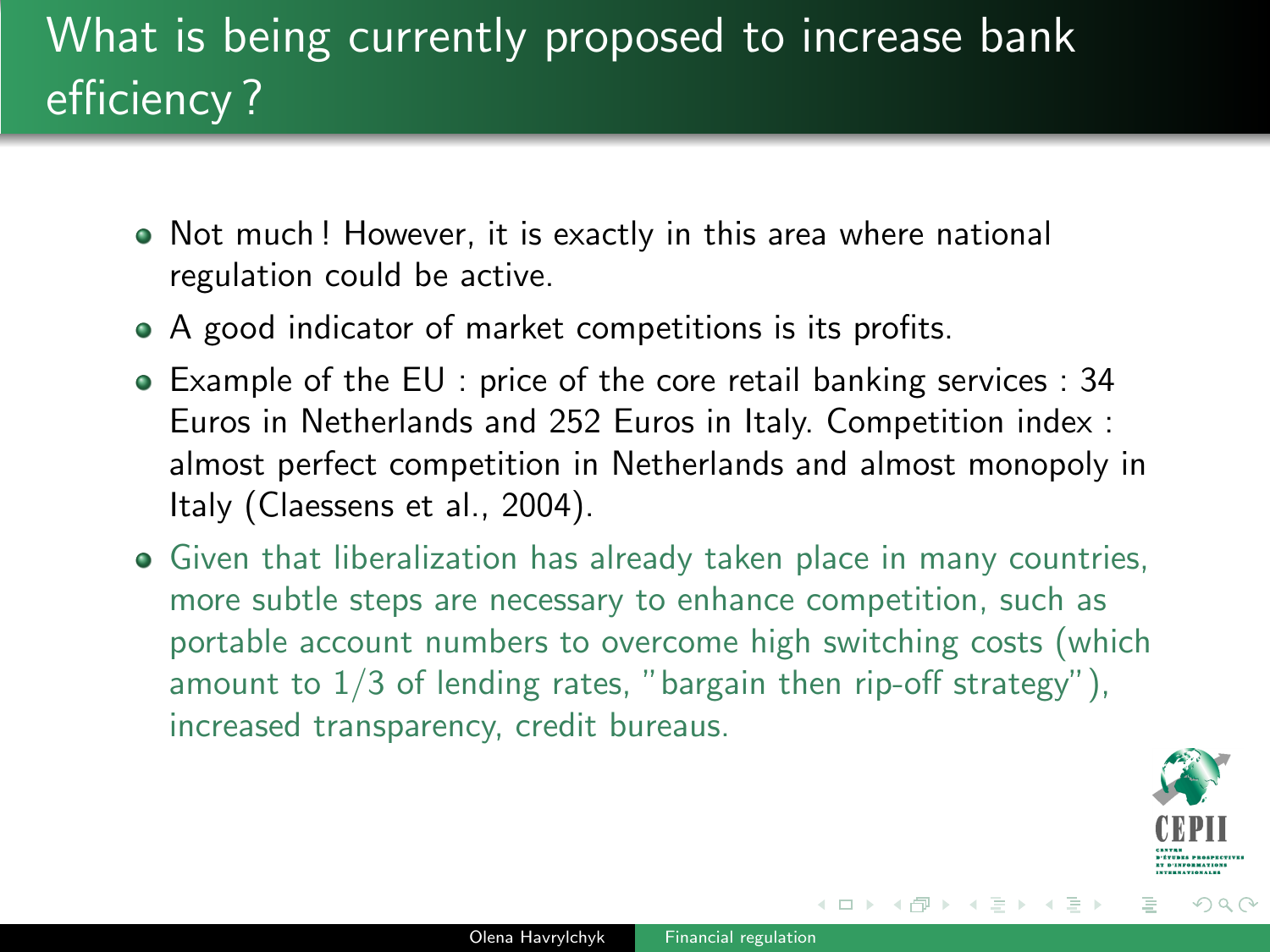# What is being currently proposed to increase bank efficiency ?

- Not much ! However, it is exactly in this area where national regulation could be active.
- A good indicator of market competitions is its profits.
- Example of the EU : price of the core retail banking services : 34 Euros in Netherlands and 252 Euros in Italy. Competition index : almost perfect competition in Netherlands and almost monopoly in Italy (Claessens et al., 2004).
- Given that liberalization has already taken place in many countries, more subtle steps are necessary to enhance competition, such as portable account numbers to overcome high switching costs (which amount to 1/3 of lending rates, "bargain then rip-off strategy"), increased transparency, credit bureaus.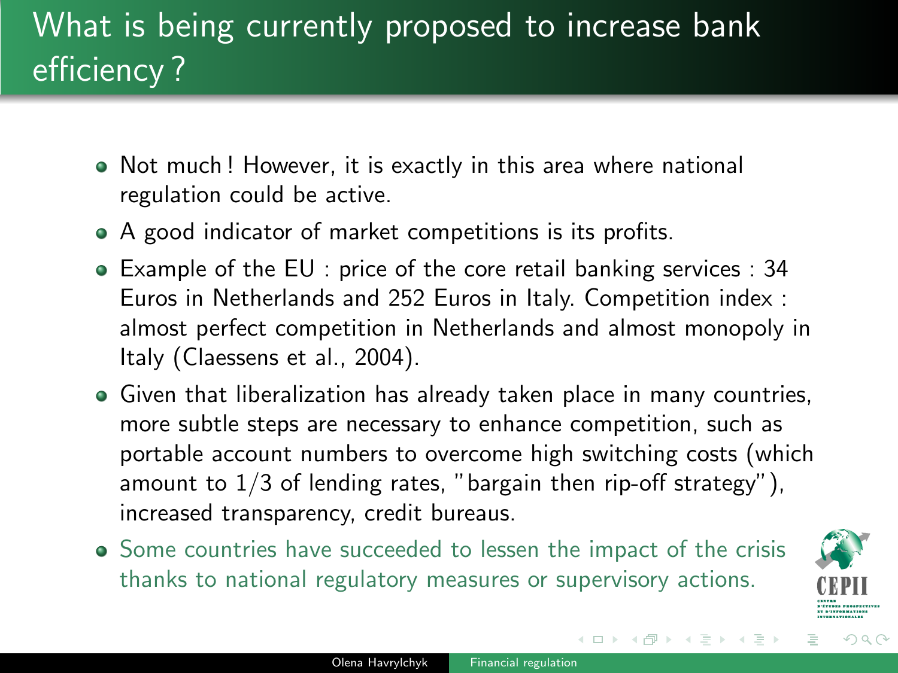# What is being currently proposed to increase bank efficiency ?

- Not much ! However, it is exactly in this area where national regulation could be active.
- A good indicator of market competitions is its profits.
- Example of the EU : price of the core retail banking services : 34 Euros in Netherlands and 252 Euros in Italy. Competition index : almost perfect competition in Netherlands and almost monopoly in Italy (Claessens et al., 2004).
- Given that liberalization has already taken place in many countries, more subtle steps are necessary to enhance competition, such as portable account numbers to overcome high switching costs (which amount to $1/3$ of lending rates, "bargain then rip-off strategy"), increased transparency, credit bureaus.
- Some countries have succeeded to lessen the impact of the crisis thanks to national regulatory measures or supervisory actions.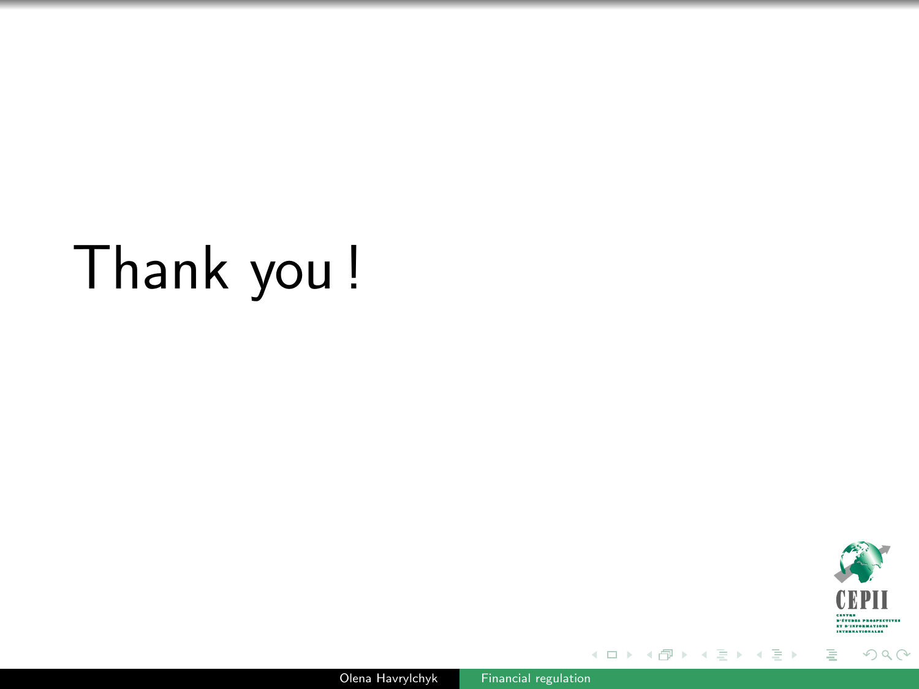# Thank you !